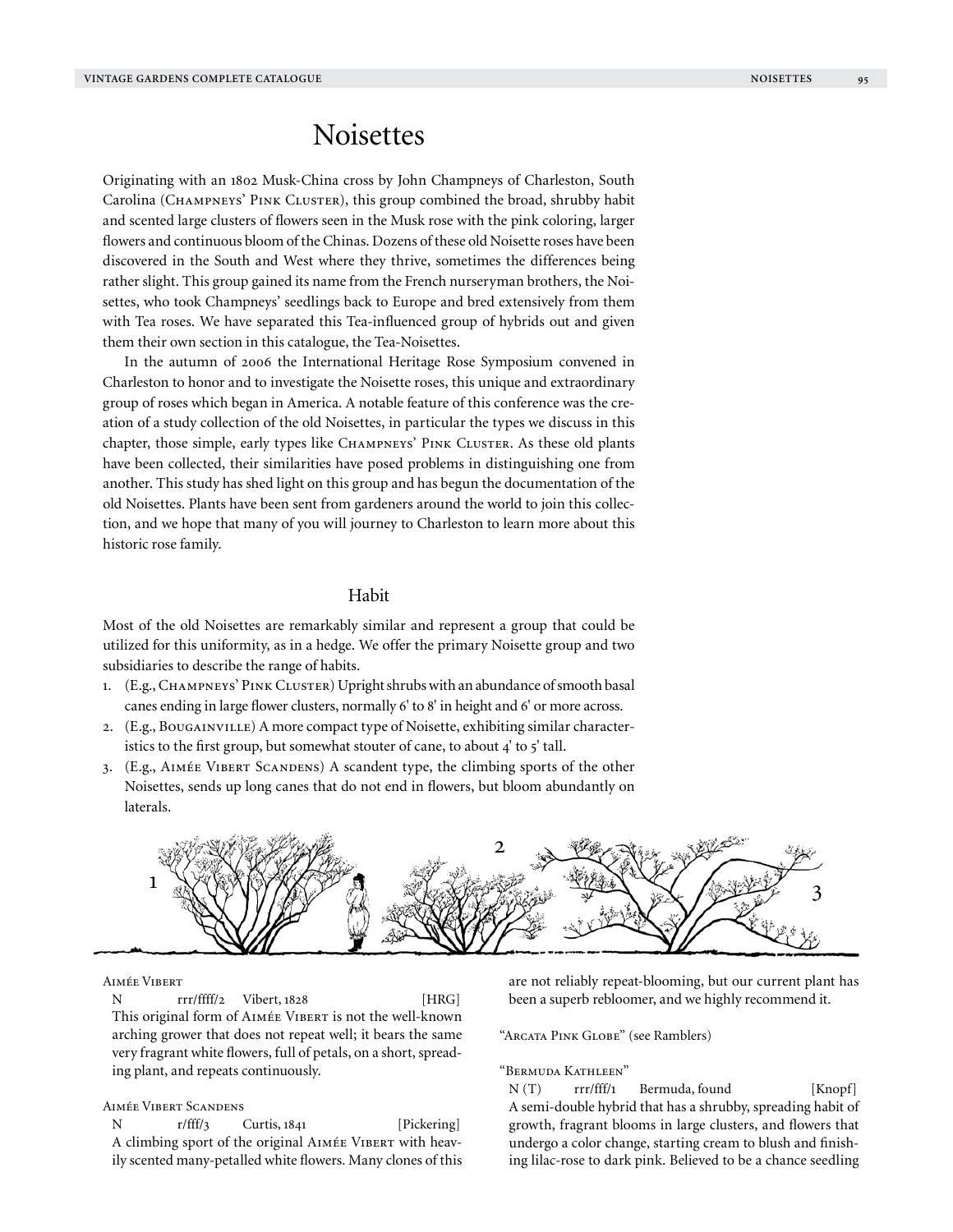# Noisettes

Originating with an 1802 Musk-China cross by John Champneys of Charleston, South Carolina (Champneys' Pink Cluster), this group combined the broad, shrubby habit and scented large clusters of flowers seen in the Musk rose with the pink coloring, larger flowers and continuous bloom of the Chinas. Dozens of these old Noisette roses have been discovered in the South and West where they thrive, sometimes the differences being rather slight. This group gained its name from the French nurseryman brothers, the Noisettes, who took Champneys' seedlings back to Europe and bred extensively from them with Tea roses. We have separated this Tea-influenced group of hybrids out and given them their own section in this catalogue, the Tea-Noisettes.

In the autumn of 2006 the International Heritage Rose Symposium convened in Charleston to honor and to investigate the Noisette roses, this unique and extraordinary group of roses which began in America. A notable feature of this conference was the creation of a study collection of the old Noisettes, in particular the types we discuss in this chapter, those simple, early types like Champneys' Pink Cluster. As these old plants have been collected, their similarities have posed problems in distinguishing one from another. This study has shed light on this group and has begun the documentation of the old Noisettes. Plants have been sent from gardeners around the world to join this collection, and we hope that many of you will journey to Charleston to learn more about this historic rose family.

## Habit

Most of the old Noisettes are remarkably similar and represent a group that could be utilized for this uniformity, as in a hedge. We offer the primary Noisette group and two subsidiaries to describe the range of habits.

1. (E.g., Champneys' Pink Cluster) Upright shrubs with an abundance of smooth basal canes ending in large flower clusters, normally 6' to 8' in height and 6' or more across.
2. (E.g., Bougainville) A more compact type of Noisette, exhibiting similar characteristics to the first group, but somewhat stouter of cane, to about 4' to 5' tall.
3. (E.g., Aimée Vibert Scandens) A scandent type, the climbing sports of the other Noisettes, sends up long canes that do not end in flowers, but bloom abundantly on laterals.

Aimée Vibert

N rrr/ffff/2 Vibert, 1828 [HRG]

This original form of Aimée Vibert is not the well-known arching grower that does not repeat well; it bears the same very fragrant white flowers, full of petals, on a short, spreading plant, and repeats continuously.

Aimée Vibert Scandens

N r/fff/3 Curtis, 1841 [Pickering]

A climbing sport of the original Aimée Vibert with heavily scented many-petalled white flowers. Many clones of this are not reliably repeat-blooming, but our current plant has been a superb rebloomer, and we highly recommend it.

"Arcata Pink Globe" (see Ramblers)

"Bermuda Kathleen"

N (T) rrr/fff/1 Bermuda, found [Knopf]

A semi-double hybrid that has a shrubby, spreading habit of growth, fragrant blooms in large clusters, and flowers that undergo a color change, starting cream to blush and finishing lilac-rose to dark pink. Believed to be a chance seedling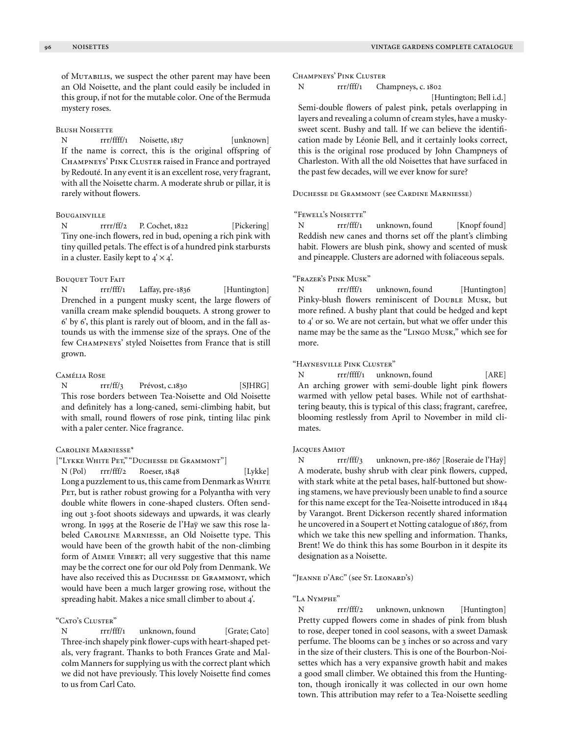of Mutabilis, we suspect the other parent may have been an Old Noisette, and the plant could easily be included in this group, if not for the mutable color. One of the Bermuda mystery roses.

### Blush Noisette

N rrr/ffff/1 Noisette, 1817 [unknown]

If the name is correct, this is the original offspring of Champneys' Pink Cluster raised in France and portrayed by Redouté. In any event it is an excellent rose, very fragrant, with all the Noisette charm. A moderate shrub or pillar, it is rarely without flowers.

### Bougainville

N rrrr/ff/2 P. Cochet, 1822 [Pickering]

Tiny one-inch flowers, red in bud, opening a rich pink with tiny quilled petals. The effect is of a hundred pink starbursts in a cluster. Easily kept to 4' × 4'.

### Bouquet Tout Fait

N rrr/fff/1 Laffay, pre-1836 [Huntington]

Drenched in a pungent musky scent, the large flowers of vanilla cream make splendid bouquets. A strong grower to 6' by 6', this plant is rarely out of bloom, and in the fall astounds us with the immense size of the sprays. One of the few Champneys' styled Noisettes from France that is still grown.

### Camélia Rose

N rrr/ff/3 Prévost, c.1830 [SJHRG]

This rose borders between Tea-Noisette and Old Noisette and definitely has a long-caned, semi-climbing habit, but with small, round flowers of rose pink, tinting lilac pink with a paler center. Nice fragrance.

### Caroline Marniesse*

["Lykke White Pet," "Duchesse de Grammont"]

N (Pol) rrr/fff/2 Roeser, 1848 [Lykke]

Long a puzzlement to us, this came from Denmark as White Pet, but is rather robust growing for a Polyantha with very double white flowers in cone-shaped clusters. Often sending out 3-foot shoots sideways and upwards, it was clearly wrong. In 1995 at the Roserie de l'Haÿ we saw this rose labeled Caroline Marniesse, an Old Noisette type. This would have been of the growth habit of the non-climbing form of Aimee Vibert; all very suggestive that this name may be the correct one for our old Poly from Denmark. We have also received this as Duchesse de Grammont, which would have been a much larger growing rose, without the spreading habit. Makes a nice small climber to about 4'.

### "Cato's Cluster"

N rrr/fff/1 unknown, found [Grate; Cato]

Three-inch shapely pink flower-cups with heart-shaped petals, very fragrant. Thanks to both Frances Grate and Malcolm Manners for supplying us with the correct plant which we did not have previously. This lovely Noisette find comes to us from Carl Cato.

### Champneys' Pink Cluster

N rrr/fff/1 Champneys, c. 1802 [Huntington; Bell i.d.]

Semi-double flowers of palest pink, petals overlapping in layers and revealing a column of cream styles, have a musky-sweet scent. Bushy and tall. If we can believe the identification made by Léonie Bell, and it certainly looks correct, this is the original rose produced by John Champneys of Charleston. With all the old Noisettes that have surfaced in the past few decades, will we ever know for sure?

Duchesse de Grammont (see Cardine Marniesse)

### "Fewell's Noisette"

N rrr/fff/1 unknown, found [Knopf found]

Reddish new canes and thorns set off the plant's climbing habit. Flowers are blush pink, showy and scented of musk and pineapple. Clusters are adorned with foliaceous sepals.

### "Frazer's Pink Musk"

N rrr/fff/1 unknown, found [Huntington]

Pinky-blush flowers reminiscent of Double Musk, but more refined. A bushy plant that could be hedged and kept to 4' or so. We are not certain, but what we offer under this name may be the same as the "Lingo Musk," which see for more.

### "Haynesville Pink Cluster"

N rrr/ffff/1 unknown, found [ARE]

An arching grower with semi-double light pink flowers warmed with yellow petal bases. While not of earthshattering beauty, this is typical of this class; fragrant, carefree, blooming restlessly from April to November in mild climates.

### Jacques Amiot

N rrr/fff/3 unknown, pre-1867 [Roseraie de l'Haÿ]

A moderate, bushy shrub with clear pink flowers, cupped, with stark white at the petal bases, half-buttoned but showing stamens, we have previously been unable to find a source for this name except for the Tea-Noisette introduced in 1844 by Varangot. Brent Dickerson recently shared information he uncovered in a Soupert et Notting catalogue of 1867, from which we take this new spelling and information. Thanks, Brent! We do think this has some Bourbon in it despite its designation as a Noisette.

"Jeanne d'Arc" (see St. Leonard's)

### "La Nymphe"

N rrr/fff/2 unknown, unknown [Huntington]

Pretty cupped flowers come in shades of pink from blush to rose, deeper toned in cool seasons, with a sweet Damask perfume. The blooms can be 3 inches or so across and vary in the size of their clusters. This is one of the Bourbon-Noisettes which has a very expansive growth habit and makes a good small climber. We obtained this from the Huntington, though ironically it was collected in our own home town. This attribution may refer to a Tea-Noisette seedling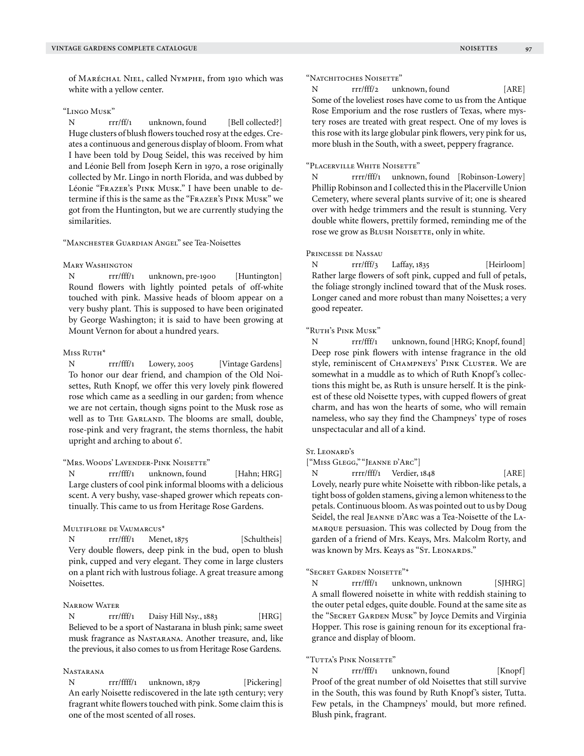of Maréchal Niel, called Nymphe, from 1910 which was white with a yellow center.

### "Lingo Musk"

N rrr/ff/1 unknown, found [Bell collected?]
Huge clusters of blush flowers touched rosy at the edges. Creates a continuous and generous display of bloom. From what I have been told by Doug Seidel, this was received by him and Léonie Bell from Joseph Kern in 1970, a rose originally collected by Mr. Lingo in north Florida, and was dubbed by Léonie "Frazer's Pink Musk." I have been unable to determine if this is the same as the "Frazer's Pink Musk" we got from the Huntington, but we are currently studying the similarities.

"Manchester Guardian Angel" see Tea-Noisettes

### Mary Washington

N rrr/fff/1 unknown, pre-1900 [Huntington]
Round flowers with lightly pointed petals of off-white touched with pink. Massive heads of bloom appear on a very bushy plant. This is supposed to have been originated by George Washington; it is said to have been growing at Mount Vernon for about a hundred years.

### Miss Ruth*

N rrr/fff/1 Lowery, 2005 [Vintage Gardens]
To honor our dear friend, and champion of the Old Noisettes, Ruth Knopf, we offer this very lovely pink flowered rose which came as a seedling in our garden; from whence we are not certain, though signs point to the Musk rose as well as to The Garland. The blooms are small, double, rose-pink and very fragrant, the stems thornless, the habit upright and arching to about 6'.

### "Mrs. Woods' Lavender-Pink Noisette"

N rrr/fff/1 unknown, found [Hahn; HRG]
Large clusters of cool pink informal blooms with a delicious scent. A very bushy, vase-shaped grower which repeats continually. This came to us from Heritage Rose Gardens.

### Multiflore de Vaumarcus*

N rrr/fff/1 Menet, 1875 [Schultheis]
Very double flowers, deep pink in the bud, open to blush pink, cupped and very elegant. They come in large clusters on a plant rich with lustrous foliage. A great treasure among Noisettes.

### Narrow Water

N rrr/fff/1 Daisy Hill Nsy., 1883 [HRG]
Believed to be a sport of Nastarana in blush pink; same sweet musk fragrance as Nastarana. Another treasure, and, like the previous, it also comes to us from Heritage Rose Gardens.

### Nastarana

N rrr/ffff/1 unknown, 1879 [Pickering]
An early Noisette rediscovered in the late 19th century; very fragrant white flowers touched with pink. Some claim this is one of the most scented of all roses.

### "Natchitoches Noisette"

N rrr/fff/2 unknown, found [ARE]
Some of the loveliest roses have come to us from the Antique Rose Emporium and the rose rustlers of Texas, where mystery roses are treated with great respect. One of my loves is this rose with its large globular pink flowers, very pink for us, more blush in the South, with a sweet, peppery fragrance.

### "Placerville White Noisette"

N rrrr/fff/1 unknown, found [Robinson-Lowery]
Phillip Robinson and I collected this in the Placerville Union Cemetery, where several plants survive of it; one is sheared over with hedge trimmers and the result is stunning. Very double white flowers, prettily formed, reminding me of the rose we grow as Blush Noisette, only in white.

### Princesse de Nassau

N rrr/fff/3 Laffay, 1835 [Heirloom]
Rather large flowers of soft pink, cupped and full of petals, the foliage strongly inclined toward that of the Musk roses. Longer caned and more robust than many Noisettes; a very good repeater.

### "Ruth's Pink Musk"

N rrr/fff/1 unknown, found [HRG; Knopf, found]
Deep rose pink flowers with intense fragrance in the old style, reminiscent of Champneys' Pink Cluster. We are somewhat in a muddle as to which of Ruth Knopf's collections this might be, as Ruth is unsure herself. It is the pinkest of these old Noisette types, with cupped flowers of great charm, and has won the hearts of some, who will remain nameless, who say they find the Champneys' type of roses unspectacular and all of a kind.

### St. Leonard's

["Miss Glegg," "Jeanne d'Arc"]

N rrrr/fff/1 Verdier, 1848 [ARE]
Lovely, nearly pure white Noisette with ribbon-like petals, a tight boss of golden stamens, giving a lemon whiteness to the petals. Continuous bloom. As was pointed out to us by Doug Seidel, the real Jeanne d'Arc was a Tea-Noisette of the Lamarque persuasion. This was collected by Doug from the garden of a friend of Mrs. Keays, Mrs. Malcolm Rorty, and was known by Mrs. Keays as "St. Leonards."

### "Secret Garden Noisette"*

N rrr/fff/1 unknown, unknown [SJHRG]
A small flowered noisette in white with reddish staining to the outer petal edges, quite double. Found at the same site as the "Secret Garden Musk" by Joyce Demits and Virginia Hopper. This rose is gaining renoun for its exceptional fragrance and display of bloom.

### "Tutta's Pink Noisette"

N rrr/fff/1 unknown, found [Knopf]
Proof of the great number of old Noisettes that still survive in the South, this was found by Ruth Knopf's sister, Tutta. Few petals, in the Champneys' mould, but more refined. Blush pink, fragrant.